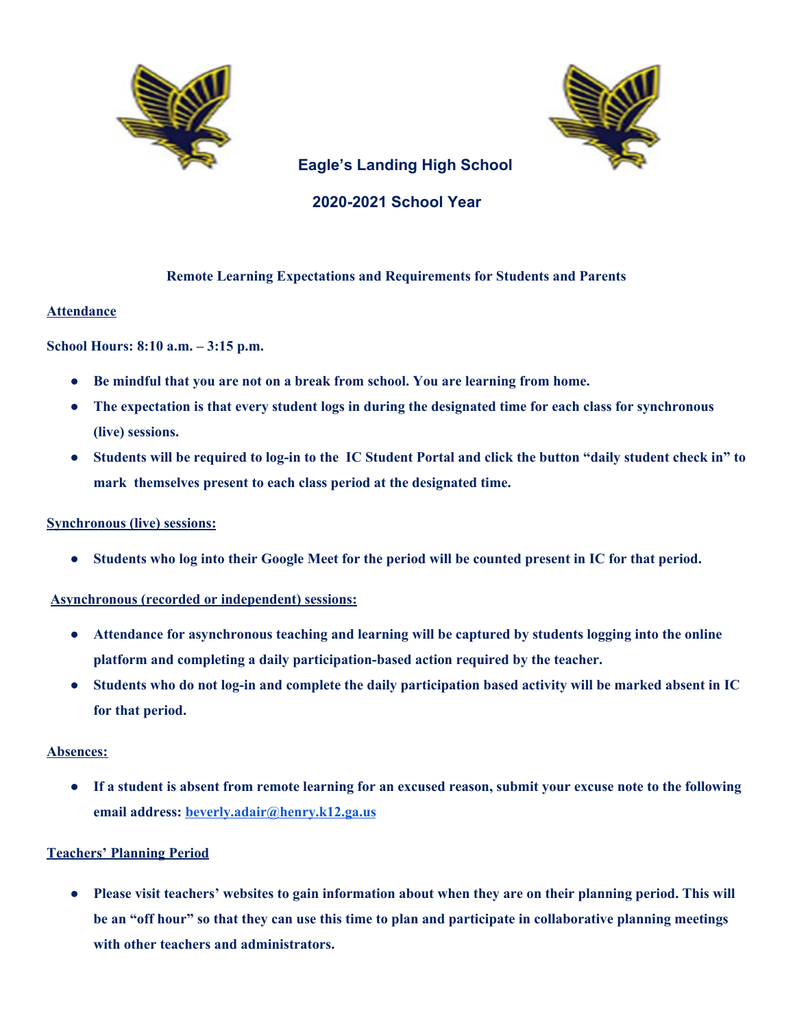# Eagle's Landing High School

## 2020-2021 School Year

### Remote Learning Expectations and Requirements for Students and Parents

**Attendance**

**School Hours: 8:10 a.m. – 3:15 p.m.**

- **Be mindful that you are not on a break from school. You are learning from home.**
- **The expectation is that every student logs in during the designated time for each class for synchronous (live) sessions.**
- **Students will be required to log-in to the IC Student Portal and click the button "daily student check in" to mark themselves present to each class period at the designated time.**

**Synchronous (live) sessions:**

- **Students who log into their Google Meet for the period will be counted present in IC for that period.**

**Asynchronous (recorded or independent) sessions:**

- **Attendance for asynchronous teaching and learning will be captured by students logging into the online platform and completing a daily participation-based action required by the teacher.**
- **Students who do not log-in and complete the daily participation based activity will be marked absent in IC for that period.**

**Absences:**

- **If a student is absent from remote learning for an excused reason, submit your excuse note to the following email address: beverly.adair@henry.k12.ga.us**

**Teachers' Planning Period**

- **Please visit teachers' websites to gain information about when they are on their planning period. This will be an "off hour" so that they can use this time to plan and participate in collaborative planning meetings with other teachers and administrators.**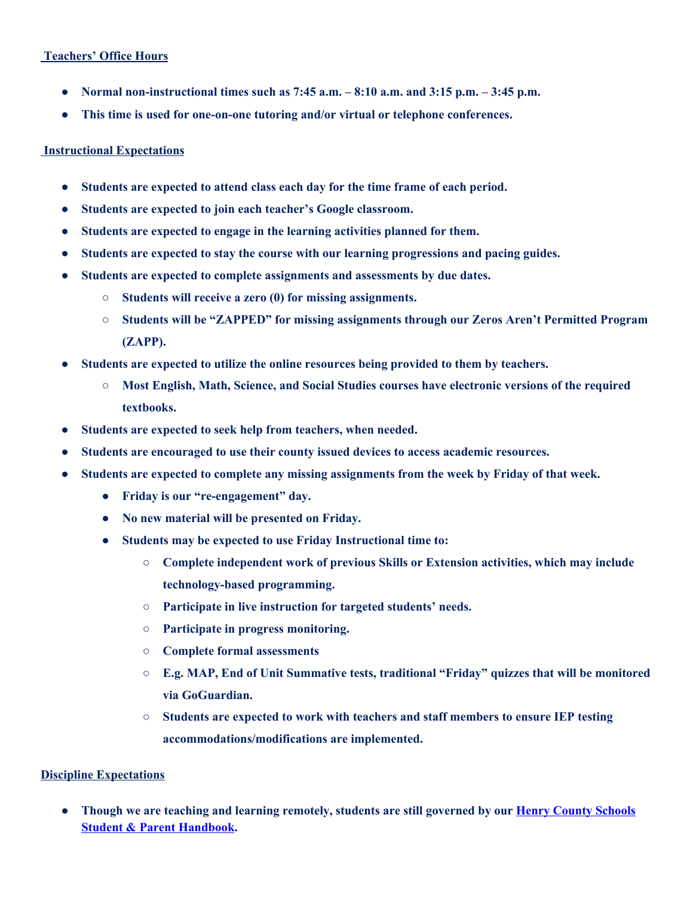**Teachers' Office Hours**

- **Normal non-instructional times such as 7:45 a.m. – 8:10 a.m. and 3:15 p.m. – 3:45 p.m.**
- **This time is used for one-on-one tutoring and/or virtual or telephone conferences.**

**Instructional Expectations**

- **Students are expected to attend class each day for the time frame of each period.**
- **Students are expected to join each teacher's Google classroom.**
- **Students are expected to engage in the learning activities planned for them.**
- **Students are expected to stay the course with our learning progressions and pacing guides.**
- **Students are expected to complete assignments and assessments by due dates.**
  - **Students will receive a zero (0) for missing assignments.**
  - **Students will be "ZAPPED" for missing assignments through our Zeros Aren't Permitted Program (ZAPP).**
- **Students are expected to utilize the online resources being provided to them by teachers.**
  - **Most English, Math, Science, and Social Studies courses have electronic versions of the required textbooks.**
- **Students are expected to seek help from teachers, when needed.**
- **Students are encouraged to use their county issued devices to access academic resources.**
- **Students are expected to complete any missing assignments from the week by Friday of that week.**
  - **Friday is our "re-engagement" day.**
  - **No new material will be presented on Friday.**
  - **Students may be expected to use Friday Instructional time to:**
    - **Complete independent work of previous Skills or Extension activities, which may include technology-based programming.**
    - **Participate in live instruction for targeted students' needs.**
    - **Participate in progress monitoring.**
    - **Complete formal assessments**
    - **E.g. MAP, End of Unit Summative tests, traditional "Friday" quizzes that will be monitored via GoGuardian.**
    - **Students are expected to work with teachers and staff members to ensure IEP testing accommodations/modifications are implemented.**

**Discipline Expectations**

- **Though we are teaching and learning remotely, students are still governed by our Henry County Schools Student & Parent Handbook.**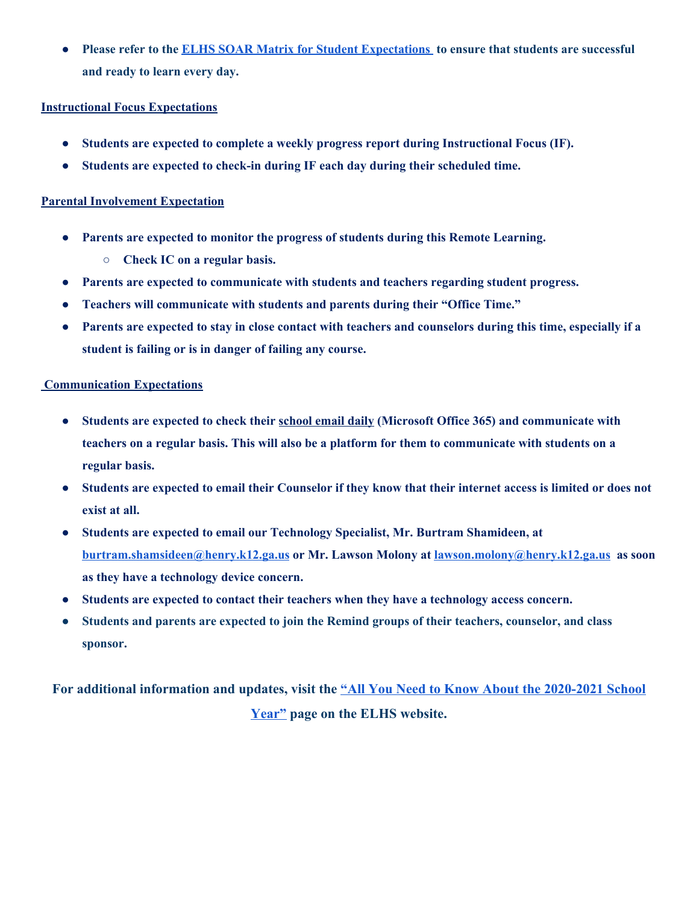- **Please refer to the [ELHS SOAR Matrix for Student Expectations](#) to ensure that students are successful and ready to learn every day.**

**Instructional Focus Expectations**

- **Students are expected to complete a weekly progress report during Instructional Focus (IF).**
- **Students are expected to check-in during IF each day during their scheduled time.**

**Parental Involvement Expectation**

- **Parents are expected to monitor the progress of students during this Remote Learning.**
  - **Check IC on a regular basis.**
- **Parents are expected to communicate with students and teachers regarding student progress.**
- **Teachers will communicate with students and parents during their "Office Time."**
- **Parents are expected to stay in close contact with teachers and counselors during this time, especially if a student is failing or is in danger of failing any course.**

**Communication Expectations**

- **Students are expected to check their school email daily (Microsoft Office 365) and communicate with teachers on a regular basis. This will also be a platform for them to communicate with students on a regular basis.**
- **Students are expected to email their Counselor if they know that their internet access is limited or does not exist at all.**
- **Students are expected to email our Technology Specialist, Mr. Burtram Shamideen, at burtram.shamsideen@henry.k12.ga.us or Mr. Lawson Molony at lawson.molony@henry.k12.ga.us as soon as they have a technology device concern.**
- **Students are expected to contact their teachers when they have a technology access concern.**
- **Students and parents are expected to join the Remind groups of their teachers, counselor, and class sponsor.**

**For additional information and updates, visit the ["All You Need to Know About the 2020-2021 School Year"](#) page on the ELHS website.**